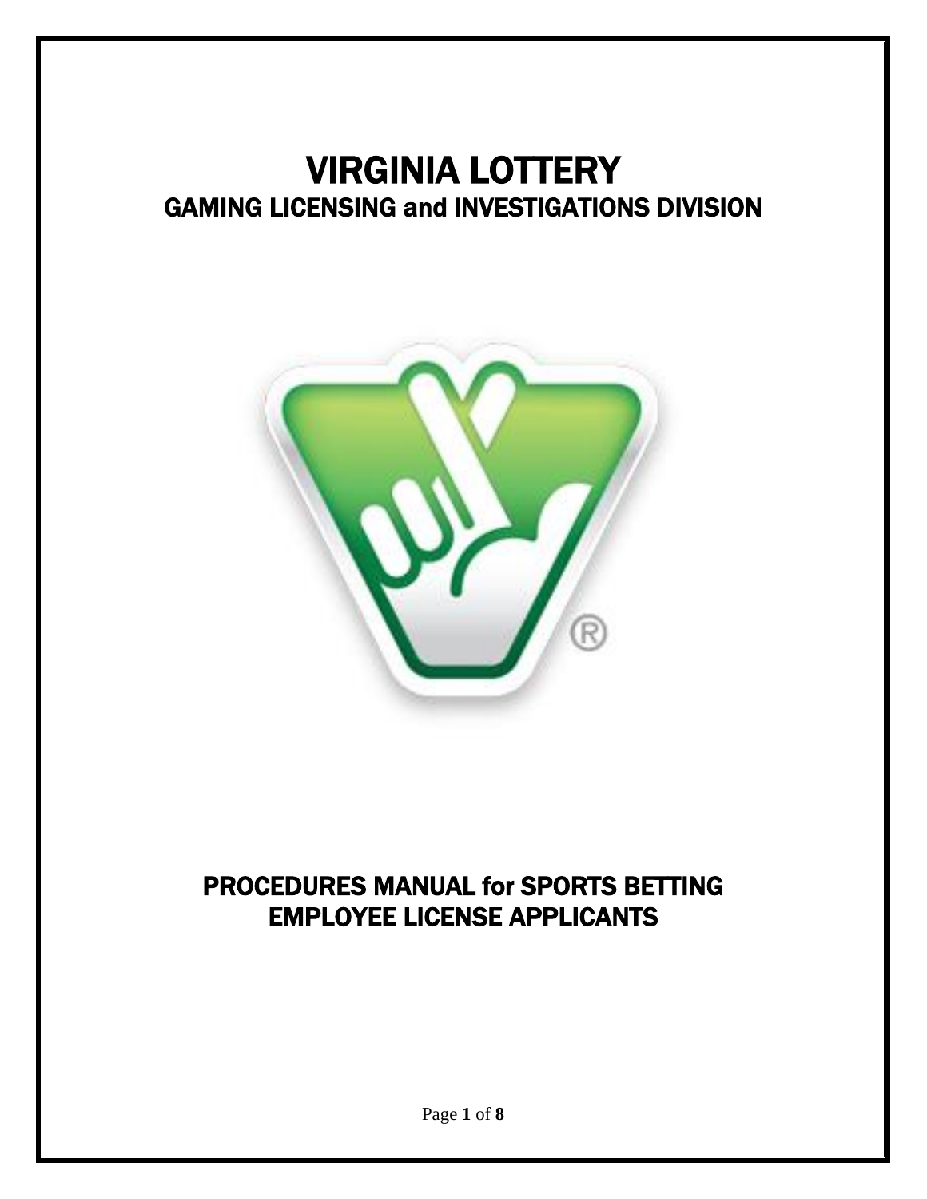# VIRGINIA LOTTERY

## GAMING LICENSING and INVESTIGATIONS DIVISION

## PROCEDURES MANUAL for SPORTS BETTING EMPLOYEE LICENSE APPLICANTS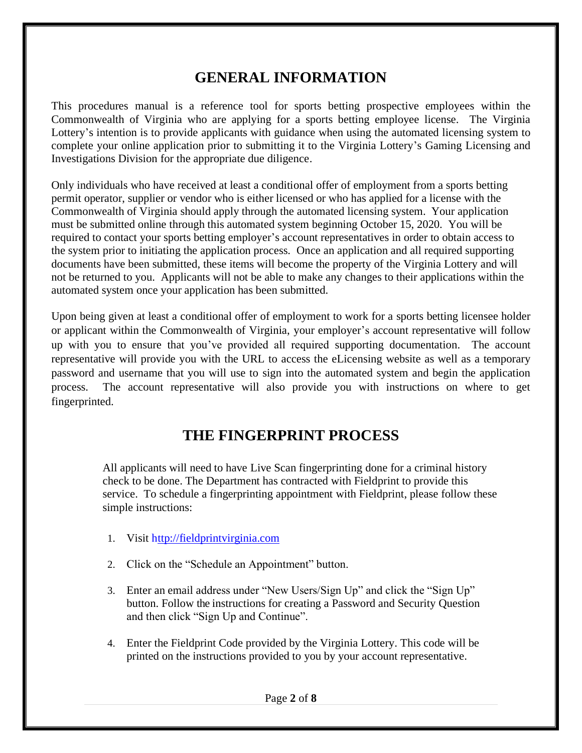# GENERAL INFORMATION

This procedures manual is a reference tool for sports betting prospective employees within the Commonwealth of Virginia who are applying for a sports betting employee license. The Virginia Lottery's intention is to provide applicants with guidance when using the automated licensing system to complete your online application prior to submitting it to the Virginia Lottery's Gaming Licensing and Investigations Division for the appropriate due diligence.

Only individuals who have received at least a conditional offer of employment from a sports betting permit operator, supplier or vendor who is either licensed or who has applied for a license with the Commonwealth of Virginia should apply through the automated licensing system. Your application must be submitted online through this automated system beginning October 15, 2020. You will be required to contact your sports betting employer's account representatives in order to obtain access to the system prior to initiating the application process. Once an application and all required supporting documents have been submitted, these items will become the property of the Virginia Lottery and will not be returned to you. Applicants will not be able to make any changes to their applications within the automated system once your application has been submitted.

Upon being given at least a conditional offer of employment to work for a sports betting licensee holder or applicant within the Commonwealth of Virginia, your employer's account representative will follow up with you to ensure that you've provided all required supporting documentation. The account representative will provide you with the URL to access the eLicensing website as well as a temporary password and username that you will use to sign into the automated system and begin the application process. The account representative will also provide you with instructions on where to get fingerprinted.

# THE FINGERPRINT PROCESS

All applicants will need to have Live Scan fingerprinting done for a criminal history check to be done. The Department has contracted with Fieldprint to provide this service. To schedule a fingerprinting appointment with Fieldprint, please follow these simple instructions:

1. Visit http://fieldprintvirginia.com
2. Click on the "Schedule an Appointment" button.
3. Enter an email address under "New Users/Sign Up" and click the "Sign Up" button. Follow the instructions for creating a Password and Security Question and then click "Sign Up and Continue".
4. Enter the Fieldprint Code provided by the Virginia Lottery. This code will be printed on the instructions provided to you by your account representative.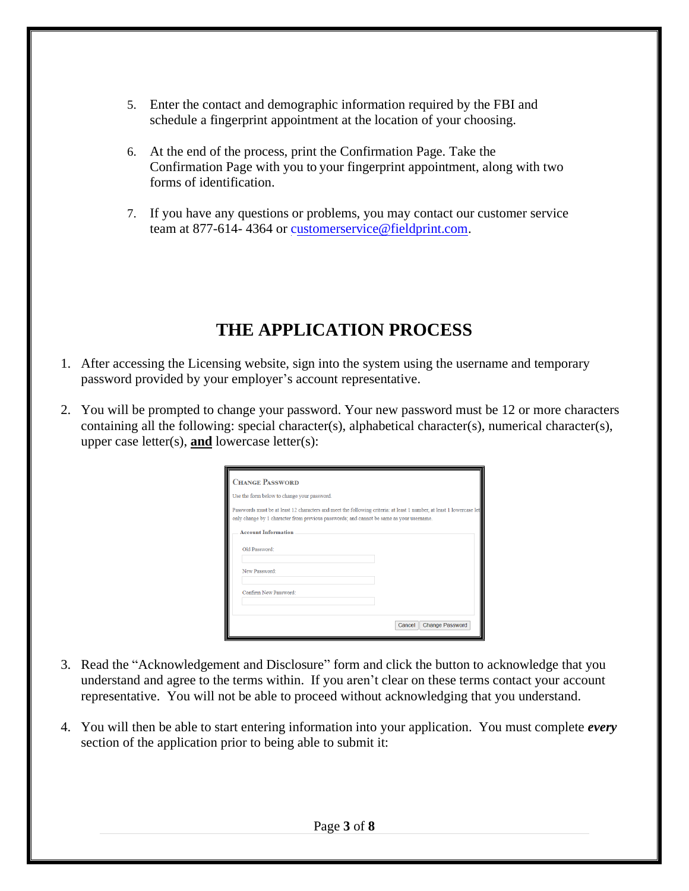5. Enter the contact and demographic information required by the FBI and schedule a fingerprint appointment at the location of your choosing.

6. At the end of the process, print the Confirmation Page. Take the Confirmation Page with you to your fingerprint appointment, along with two forms of identification.

7. If you have any questions or problems, you may contact our customer service team at 877-614- 4364 or customerservice@fieldprint.com.

## THE APPLICATION PROCESS

1. After accessing the Licensing website, sign into the system using the username and temporary password provided by your employer's account representative.

2. You will be prompted to change your password. Your new password must be 12 or more characters containing all the following: special character(s), alphabetical character(s), numerical character(s), upper case letter(s), **and** lowercase letter(s):

   **CHANGE PASSWORD**

   Use the form below to change your password.

   Passwords must be at least 12 characters and meet the following criteria: at least 1 number, at least 1 lowercase let only change by 1 character from previous passwords; and cannot be same as your username.

   **Account Information**

   Old Password:

   New Password:

   Confirm New Password:

   Cancel | Change Password

3. Read the "Acknowledgement and Disclosure" form and click the button to acknowledge that you understand and agree to the terms within. If you aren't clear on these terms contact your account representative. You will not be able to proceed without acknowledging that you understand.

4. You will then be able to start entering information into your application. You must complete ***every*** section of the application prior to being able to submit it: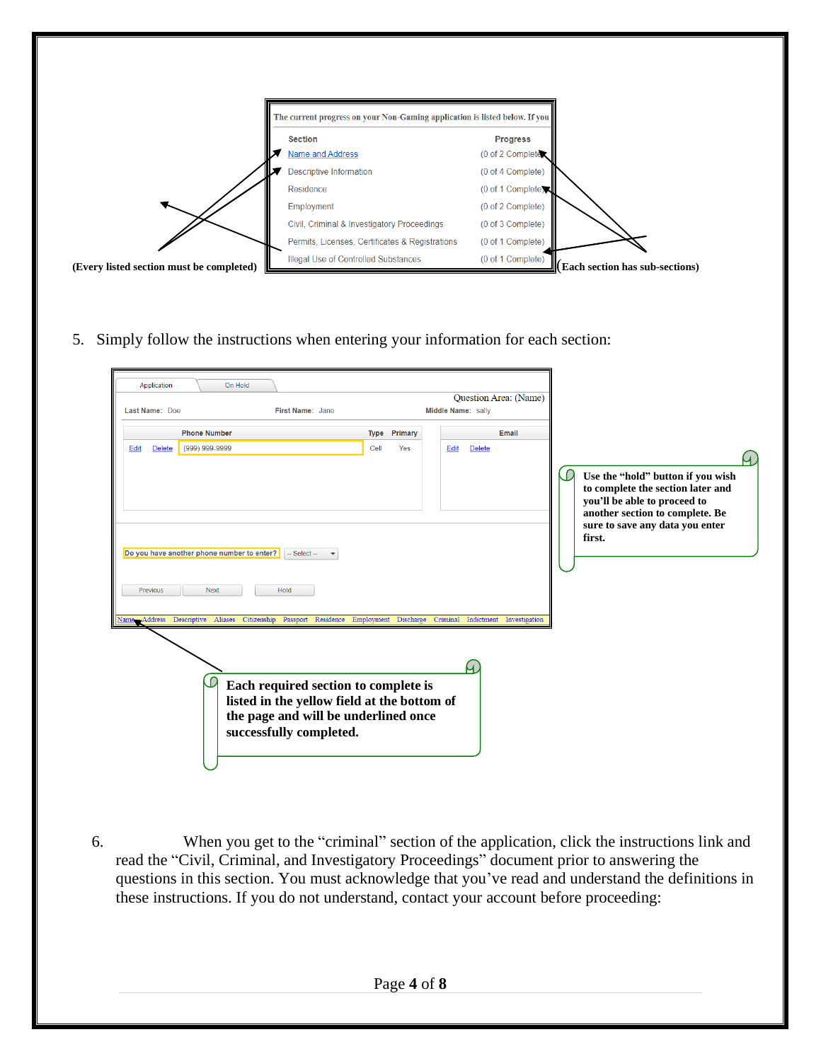The current progress on your Non-Gaming application is listed below. If you

| Section | Progress |
| --- | --- |
| Name and Address | (0 of 2 Complete) |
| Descriptive Information | (0 of 4 Complete) |
| Residence | (0 of 1 Complete) |
| Employment | (0 of 2 Complete) |
| Civil, Criminal & Investigatory Proceedings | (0 of 3 Complete) |
| Permits, Licenses, Certificates & Registrations | (0 of 1 Complete) |
| Illegal Use of Controlled Substances | (0 of 1 Complete) |

**(Every listed section must be completed)**

**(Each section has sub-sections)**

5. Simply follow the instructions when entering your information for each section:

Application | On Hold

Question Area: (Name)

Last Name: Doe First Name: Jane Middle Name: sally

| | | Phone Number | Type | Primary |
| --- | --- | --- | --- | --- |
| Edit | Delete | (999) 999-9999 | Cell | Yes |

| | | Email |
| --- | --- | --- |
| Edit | Delete | |

Do you have another phone number to enter? -- Select --

Previous Next Hold

Name Address Descriptive Aliases Citizenship Passport Residence Employment Discharge Criminal Indictment Investigation

**Use the "hold" button if you wish to complete the section later and you'll be able to proceed to another section to complete. Be sure to save any data you enter first.**

**Each required section to complete is listed in the yellow field at the bottom of the page and will be underlined once successfully completed.**

6. When you get to the "criminal" section of the application, click the instructions link and read the "Civil, Criminal, and Investigatory Proceedings" document prior to answering the questions in this section. You must acknowledge that you've read and understand the definitions in these instructions. If you do not understand, contact your account before proceeding: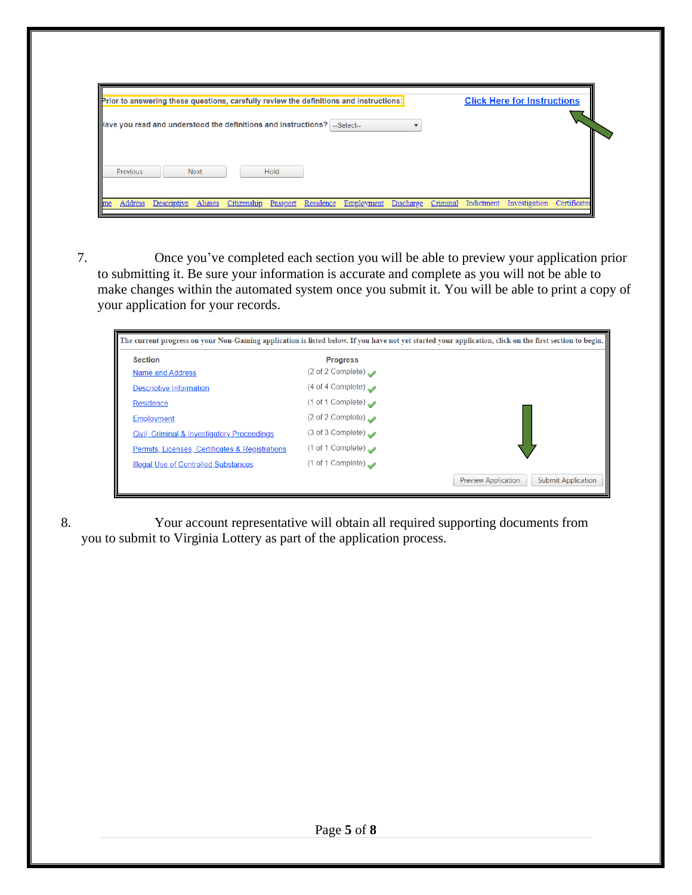Prior to answering these questions, carefully review the definitions and instructions:

Click Here for Instructions

Have you read and understood the definitions and instructions? --Select--

Previous Next Hold

me Address Descriptive Aliases Citizenship Passport Residence Employment Discharge Criminal Indictment Investigation Certificates

7. Once you've completed each section you will be able to preview your application prior to submitting it. Be sure your information is accurate and complete as you will not be able to make changes within the automated system once you submit it. You will be able to print a copy of your application for your records.

The current progress on your Non-Gaming application is listed below. If you have not yet started your application, click on the first section to begin.

| Section | Progress |
| --- | --- |
| Name and Address | (2 of 2 Complete) |
| Descriptive Information | (4 of 4 Complete) |
| Residence | (1 of 1 Complete) |
| Employment | (2 of 2 Complete) |
| Civil, Criminal & Investigatory Proceedings | (3 of 3 Complete) |
| Permits, Licenses, Certificates & Registrations | (1 of 1 Complete) |
| Illegal Use of Controlled Substances | (1 of 1 Complete) |

Preview Application Submit Application

8. Your account representative will obtain all required supporting documents from you to submit to Virginia Lottery as part of the application process.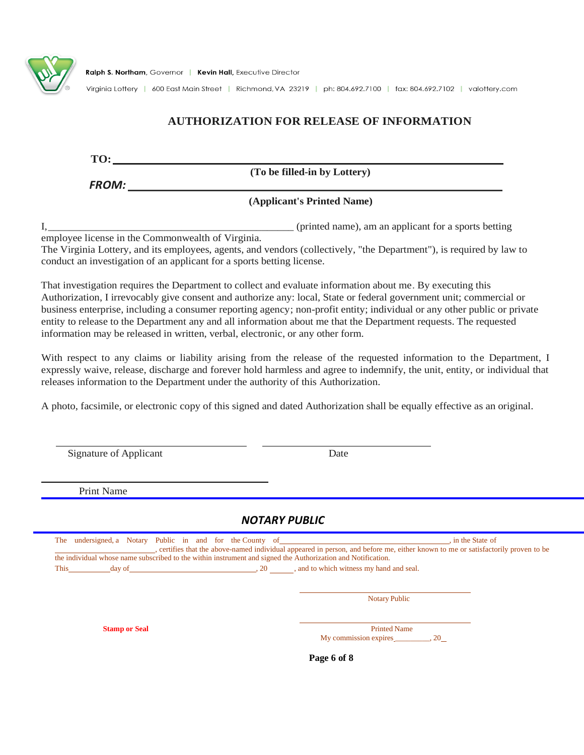Ralph S. Northam, Governor | Kevin Hall, Executive Director

Virginia Lottery | 600 East Main Street | Richmond, VA 23219 | ph: 804.692.7100 | fax: 804.692.7102 | valottery.com

# AUTHORIZATION FOR RELEASE OF INFORMATION

**TO:** ______________________________________________

**(To be filled-in by Lottery)**

***FROM:*** ______________________________________________

**(Applicant's Printed Name)**

I,_______________________________________________ (printed name), am an applicant for a sports betting employee license in the Commonwealth of Virginia.

The Virginia Lottery, and its employees, agents, and vendors (collectively, "the Department"), is required by law to conduct an investigation of an applicant for a sports betting license.

That investigation requires the Department to collect and evaluate information about me. By executing this Authorization, I irrevocably give consent and authorize any: local, State or federal government unit; commercial or business enterprise, including a consumer reporting agency; non-profit entity; individual or any other public or private entity to release to the Department any and all information about me that the Department requests. The requested information may be released in written, verbal, electronic, or any other form.

With respect to any claims or liability arising from the release of the requested information to the Department, I expressly waive, release, discharge and forever hold harmless and agree to indemnify, the unit, entity, or individual that releases information to the Department under the authority of this Authorization.

A photo, facsimile, or electronic copy of this signed and dated Authorization shall be equally effective as an original.

______________________________ ______________________________

Signature of Applicant Date

______________________________

Print Name

## *NOTARY PUBLIC*

The undersigned, a Notary Public in and for the County of__________________________________, in the State of __________________________, certifies that the above-named individual appeared in person, and before me, either known to me or satisfactorily proven to be the individual whose name subscribed to the within instrument and signed the Authorization and Notification.

This__________day of______________________________, 20 ______, and to which witness my hand and seal.

______________________________

Notary Public

**Stamp or Seal**

______________________________

Printed Name

My commission expires_________, 20__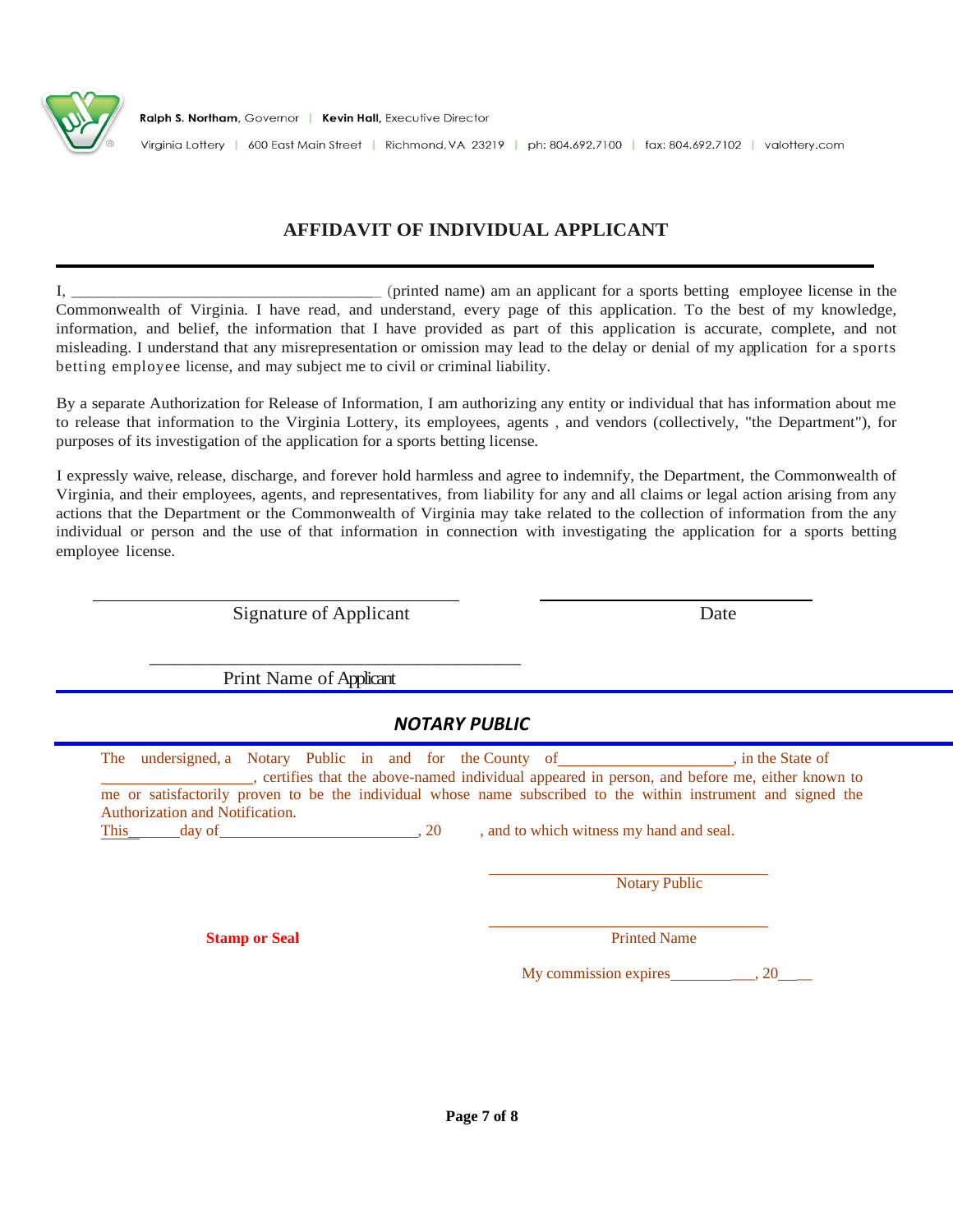Ralph S. Northam, Governor | Kevin Hall, Executive Director

Virginia Lottery | 600 East Main Street | Richmond, VA 23219 | ph: 804.692.7100 | fax: 804.692.7102 | valottery.com

# AFFIDAVIT OF INDIVIDUAL APPLICANT

I, ______________________________________ (printed name) am an applicant for a sports betting employee license in the Commonwealth of Virginia. I have read, and understand, every page of this application. To the best of my knowledge, information, and belief, the information that I have provided as part of this application is accurate, complete, and not misleading. I understand that any misrepresentation or omission may lead to the delay or denial of my application for a sports betting employee license, and may subject me to civil or criminal liability.

By a separate Authorization for Release of Information, I am authorizing any entity or individual that has information about me to release that information to the Virginia Lottery, its employees, agents , and vendors (collectively, "the Department"), for purposes of its investigation of the application for a sports betting license.

I expressly waive, release, discharge, and forever hold harmless and agree to indemnify, the Department, the Commonwealth of Virginia, and their employees, agents, and representatives, from liability for any and all claims or legal action arising from any actions that the Department or the Commonwealth of Virginia may take related to the collection of information from the any individual or person and the use of that information in connection with investigating the application for a sports betting employee license.

______________________________________ Signature of Applicant

______________________________ Date

______________________________________ Print Name of Applicant

## *NOTARY PUBLIC*

The undersigned, a Notary Public in and for the County of______________________, in the State of ___________________, certifies that the above-named individual appeared in person, and before me, either known to me or satisfactorily proven to be the individual whose name subscribed to the within instrument and signed the Authorization and Notification.
This______day of_________________________, 20 , and to which witness my hand and seal.

______________________________ Notary Public

**Stamp or Seal**

______________________________ Printed Name

My commission expires___________, 20___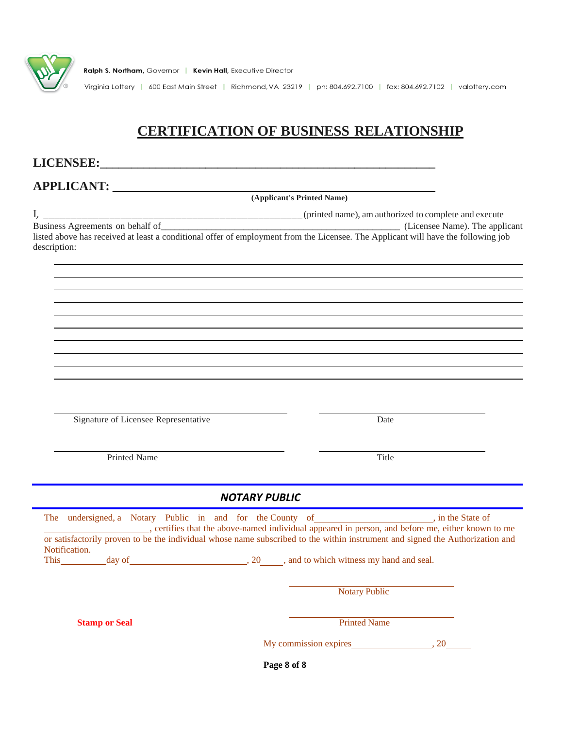Ralph S. Northam, Governor | Kevin Hall, Executive Director

Virginia Lottery | 600 East Main Street | Richmond, VA 23219 | ph: 804.692.7100 | fax: 804.692.7102 | valottery.com

# CERTIFICATION OF BUSINESS RELATIONSHIP

**LICENSEE:**\_\_\_\_\_\_\_\_\_\_\_\_\_\_\_\_\_\_\_\_\_\_\_\_\_\_\_\_\_\_\_\_\_\_\_\_\_\_\_\_\_\_\_\_\_\_\_\_\_\_\_\_

**APPLICANT:** \_\_\_\_\_\_\_\_\_\_\_\_\_\_\_\_\_\_\_\_\_\_\_\_\_\_\_\_\_\_\_\_\_\_\_\_\_\_\_\_\_\_\_\_\_\_\_\_\_\_\_\_

**(Applicant's Printed Name)**

I, \_\_\_\_\_\_\_\_\_\_\_\_\_\_\_\_\_\_\_\_\_\_\_\_\_\_\_\_\_\_\_\_\_\_\_\_\_\_\_\_\_\_\_\_\_\_\_\_\_\_\_\_ (printed name), am authorized to complete and execute Business Agreements on behalf of\_\_\_\_\_\_\_\_\_\_\_\_\_\_\_\_\_\_\_\_\_\_\_\_\_\_\_\_\_\_\_\_\_\_\_\_\_\_\_\_\_\_\_\_\_\_\_\_\_\_\_\_ (Licensee Name). The applicant listed above has received at least a conditional offer of employment from the Licensee. The Applicant will have the following job description:

\_\_\_\_\_\_\_\_\_\_\_\_\_\_\_\_\_\_\_\_\_\_\_\_\_\_\_\_\_\_\_\_\_\_\_\_\_\_\_\_\_\_\_\_\_\_\_\_\_\_\_\_\_\_\_\_\_\_\_\_\_\_\_\_\_\_\_\_\_\_\_\_\_\_\_\_\_\_

\_\_\_\_\_\_\_\_\_\_\_\_\_\_\_\_\_\_\_\_\_\_\_\_\_\_\_\_\_\_\_\_\_\_\_\_\_\_\_\_\_\_\_\_\_\_\_\_\_\_\_\_\_\_\_\_\_\_\_\_\_\_\_\_\_\_\_\_\_\_\_\_\_\_\_\_\_\_

\_\_\_\_\_\_\_\_\_\_\_\_\_\_\_\_\_\_\_\_\_\_\_\_\_\_\_\_\_\_\_\_\_\_\_\_\_\_\_\_\_\_\_\_\_\_\_\_\_\_\_\_\_\_\_\_\_\_\_\_\_\_\_\_\_\_\_\_\_\_\_\_\_\_\_\_\_\_

\_\_\_\_\_\_\_\_\_\_\_\_\_\_\_\_\_\_\_\_\_\_\_\_\_\_\_\_\_\_\_\_\_\_\_\_\_\_\_\_\_\_\_\_\_\_\_\_\_\_\_\_\_\_\_\_\_\_\_\_\_\_\_\_\_\_\_\_\_\_\_\_\_\_\_\_\_\_

\_\_\_\_\_\_\_\_\_\_\_\_\_\_\_\_\_\_\_\_\_\_\_\_\_\_\_\_\_\_\_\_\_\_\_\_\_\_\_\_\_\_\_\_\_\_\_\_\_\_\_\_\_\_\_\_\_\_\_\_\_\_\_\_\_\_\_\_\_\_\_\_\_\_\_\_\_\_

\_\_\_\_\_\_\_\_\_\_\_\_\_\_\_\_\_\_\_\_\_\_\_\_\_\_\_\_\_\_\_\_\_\_\_\_\_\_\_\_\_\_\_\_\_\_\_\_\_\_\_\_\_\_\_\_\_\_\_\_\_\_\_\_\_\_\_\_\_\_\_\_\_\_\_\_\_\_

\_\_\_\_\_\_\_\_\_\_\_\_\_\_\_\_\_\_\_\_\_\_\_\_\_\_\_\_\_\_\_\_\_\_\_\_\_\_\_\_\_\_\_\_\_\_\_\_\_\_\_\_\_\_\_\_\_\_\_\_\_\_\_\_\_\_\_\_\_\_\_\_\_\_\_\_\_\_

\_\_\_\_\_\_\_\_\_\_\_\_\_\_\_\_\_\_\_\_\_\_\_\_\_\_\_\_\_\_\_\_\_\_\_\_\_\_\_\_\_\_\_\_\_\_\_\_\_\_\_\_\_\_\_\_\_\_\_\_\_\_\_\_\_\_\_\_\_\_\_\_\_\_\_\_\_\_

\_\_\_\_\_\_\_\_\_\_\_\_\_\_\_\_\_\_\_\_\_\_\_\_\_\_\_\_\_\_\_\_\_\_\_\_\_\_\_\_\_\_\_\_\_\_\_\_\_\_\_\_\_\_\_\_\_\_\_\_\_\_\_\_\_\_\_\_\_\_\_\_\_\_\_\_\_\_

| | |
|---|---|
| \_\_\_\_\_\_\_\_\_\_\_\_\_\_\_\_\_\_\_\_\_\_\_\_\_\_\_\_\_\_ | \_\_\_\_\_\_\_\_\_\_\_\_\_\_\_\_\_\_\_\_ |
| Signature of Licensee Representative | Date |
| \_\_\_\_\_\_\_\_\_\_\_\_\_\_\_\_\_\_\_\_\_\_\_\_\_\_\_\_\_\_ | \_\_\_\_\_\_\_\_\_\_\_\_\_\_\_\_\_\_\_\_ |
| Printed Name | Title |

## *NOTARY PUBLIC*

The undersigned, a Notary Public in and for the County of\_\_\_\_\_\_\_\_\_\_\_\_\_\_\_\_\_\_\_\_\_\_\_\_\_, in the State of \_\_\_\_\_\_\_\_\_\_\_\_\_\_\_\_\_\_\_\_\_\_, certifies that the above-named individual appeared in person, and before me, either known to me or satisfactorily proven to be the individual whose name subscribed to the within instrument and signed the Authorization and Notification.

This\_\_\_\_\_\_\_\_\_\_day of\_\_\_\_\_\_\_\_\_\_\_\_\_\_\_\_\_\_\_\_\_\_\_\_\_, 20\_\_\_\_\_, and to which witness my hand and seal.

\_\_\_\_\_\_\_\_\_\_\_\_\_\_\_\_\_\_\_\_\_\_\_\_\_\_\_\_\_\_

Notary Public

**Stamp or Seal**

\_\_\_\_\_\_\_\_\_\_\_\_\_\_\_\_\_\_\_\_\_\_\_\_\_\_\_\_\_\_

Printed Name

My commission expires\_\_\_\_\_\_\_\_\_\_\_\_\_\_\_\_\_\_, 20\_\_\_\_\_